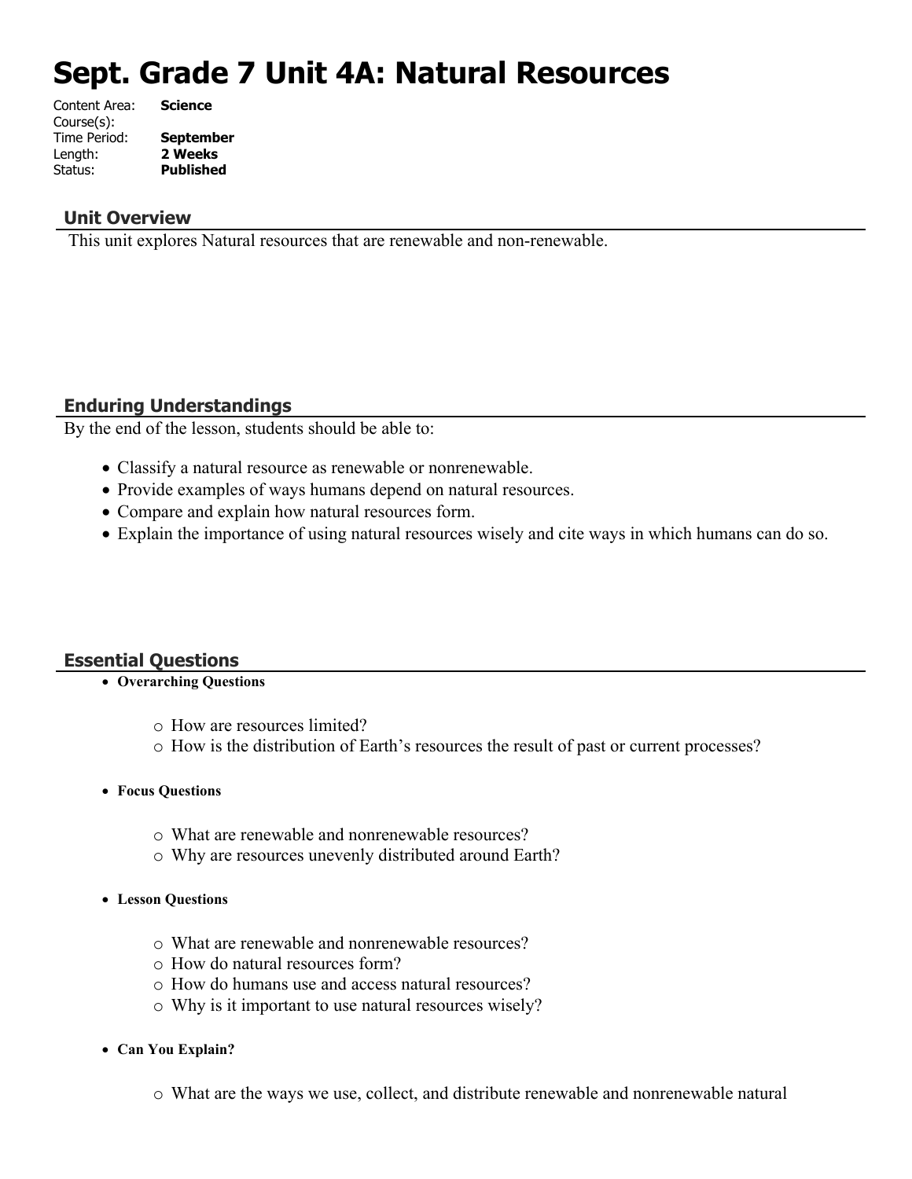# Sept. Grade 7 Unit 4A: Natural Resources

Content Area: **Science**
Course(s):
Time Period: **September**
Length: **2 Weeks**
Status: **Published**

## Unit Overview

This unit explores Natural resources that are renewable and non-renewable.

## Enduring Understandings

By the end of the lesson, students should be able to:

- Classify a natural resource as renewable or nonrenewable.
- Provide examples of ways humans depend on natural resources.
- Compare and explain how natural resources form.
- Explain the importance of using natural resources wisely and cite ways in which humans can do so.

## Essential Questions

- **Overarching Questions**
  - How are resources limited?
  - How is the distribution of Earth's resources the result of past or current processes?
- **Focus Questions**
  - What are renewable and nonrenewable resources?
  - Why are resources unevenly distributed around Earth?
- **Lesson Questions**
  - What are renewable and nonrenewable resources?
  - How do natural resources form?
  - How do humans use and access natural resources?
  - Why is it important to use natural resources wisely?
- **Can You Explain?**
  - What are the ways we use, collect, and distribute renewable and nonrenewable natural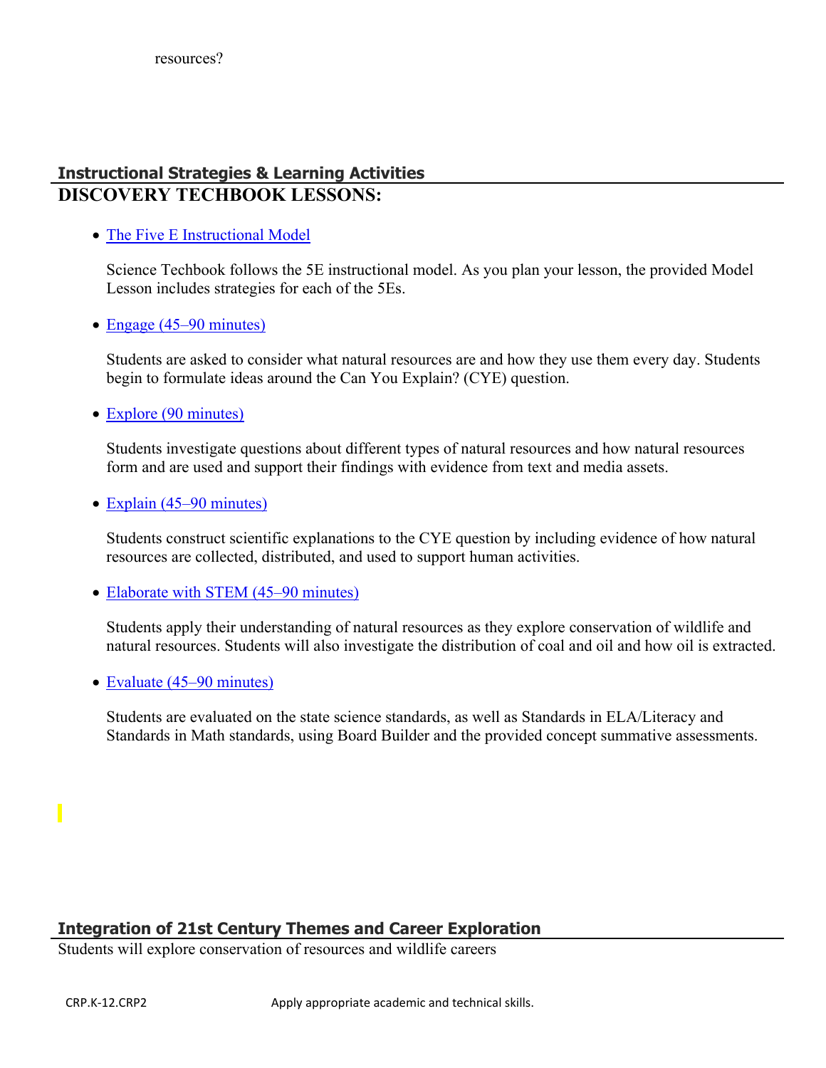resources?

## Instructional Strategies & Learning Activities

## DISCOVERY TECHBOOK LESSONS:

- The Five E Instructional Model

  Science Techbook follows the 5E instructional model. As you plan your lesson, the provided Model Lesson includes strategies for each of the 5Es.

- Engage (45–90 minutes)

  Students are asked to consider what natural resources are and how they use them every day. Students begin to formulate ideas around the Can You Explain? (CYE) question.

- Explore (90 minutes)

  Students investigate questions about different types of natural resources and how natural resources form and are used and support their findings with evidence from text and media assets.

- Explain (45–90 minutes)

  Students construct scientific explanations to the CYE question by including evidence of how natural resources are collected, distributed, and used to support human activities.

- Elaborate with STEM (45–90 minutes)

  Students apply their understanding of natural resources as they explore conservation of wildlife and natural resources. Students will also investigate the distribution of coal and oil and how oil is extracted.

- Evaluate (45–90 minutes)

  Students are evaluated on the state science standards, as well as Standards in ELA/Literacy and Standards in Math standards, using Board Builder and the provided concept summative assessments.

## Integration of 21st Century Themes and Career Exploration

Students will explore conservation of resources and wildlife careers

| | |
|---|---|
| CRP.K-12.CRP2 | Apply appropriate academic and technical skills. |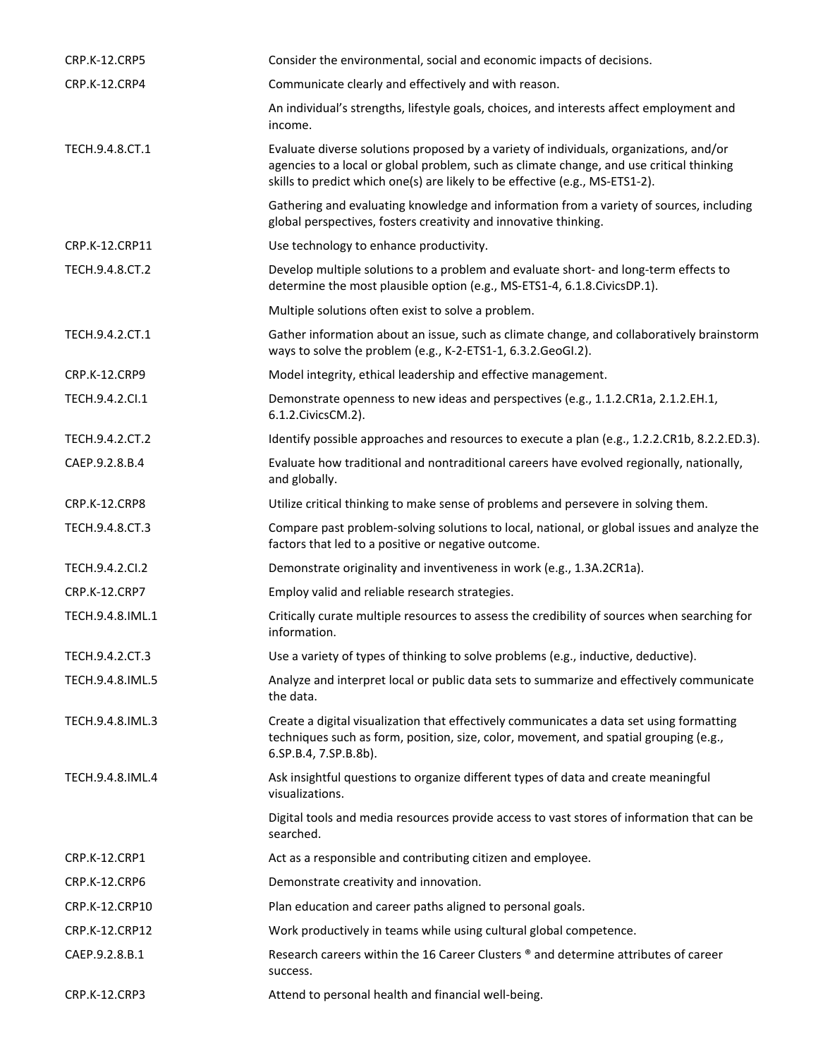| | |
|---|---|
| CRP.K-12.CRP5 | Consider the environmental, social and economic impacts of decisions. |
| CRP.K-12.CRP4 | Communicate clearly and effectively and with reason. |
| | An individual's strengths, lifestyle goals, choices, and interests affect employment and income. |
| TECH.9.4.8.CT.1 | Evaluate diverse solutions proposed by a variety of individuals, organizations, and/or agencies to a local or global problem, such as climate change, and use critical thinking skills to predict which one(s) are likely to be effective (e.g., MS-ETS1-2). |
| | Gathering and evaluating knowledge and information from a variety of sources, including global perspectives, fosters creativity and innovative thinking. |
| CRP.K-12.CRP11 | Use technology to enhance productivity. |
| TECH.9.4.8.CT.2 | Develop multiple solutions to a problem and evaluate short- and long-term effects to determine the most plausible option (e.g., MS-ETS1-4, 6.1.8.CivicsDP.1). |
| | Multiple solutions often exist to solve a problem. |
| TECH.9.4.2.CT.1 | Gather information about an issue, such as climate change, and collaboratively brainstorm ways to solve the problem (e.g., K-2-ETS1-1, 6.3.2.GeoGI.2). |
| CRP.K-12.CRP9 | Model integrity, ethical leadership and effective management. |
| TECH.9.4.2.CI.1 | Demonstrate openness to new ideas and perspectives (e.g., 1.1.2.CR1a, 2.1.2.EH.1, 6.1.2.CivicsCM.2). |
| TECH.9.4.2.CT.2 | Identify possible approaches and resources to execute a plan (e.g., 1.2.2.CR1b, 8.2.2.ED.3). |
| CAEP.9.2.8.B.4 | Evaluate how traditional and nontraditional careers have evolved regionally, nationally, and globally. |
| CRP.K-12.CRP8 | Utilize critical thinking to make sense of problems and persevere in solving them. |
| TECH.9.4.8.CT.3 | Compare past problem-solving solutions to local, national, or global issues and analyze the factors that led to a positive or negative outcome. |
| TECH.9.4.2.CI.2 | Demonstrate originality and inventiveness in work (e.g., 1.3A.2CR1a). |
| CRP.K-12.CRP7 | Employ valid and reliable research strategies. |
| TECH.9.4.8.IML.1 | Critically curate multiple resources to assess the credibility of sources when searching for information. |
| TECH.9.4.2.CT.3 | Use a variety of types of thinking to solve problems (e.g., inductive, deductive). |
| TECH.9.4.8.IML.5 | Analyze and interpret local or public data sets to summarize and effectively communicate the data. |
| TECH.9.4.8.IML.3 | Create a digital visualization that effectively communicates a data set using formatting techniques such as form, position, size, color, movement, and spatial grouping (e.g., 6.SP.B.4, 7.SP.B.8b). |
| TECH.9.4.8.IML.4 | Ask insightful questions to organize different types of data and create meaningful visualizations. |
| | Digital tools and media resources provide access to vast stores of information that can be searched. |
| CRP.K-12.CRP1 | Act as a responsible and contributing citizen and employee. |
| CRP.K-12.CRP6 | Demonstrate creativity and innovation. |
| CRP.K-12.CRP10 | Plan education and career paths aligned to personal goals. |
| CRP.K-12.CRP12 | Work productively in teams while using cultural global competence. |
| CAEP.9.2.8.B.1 | Research careers within the 16 Career Clusters ® and determine attributes of career success. |
| CRP.K-12.CRP3 | Attend to personal health and financial well-being. |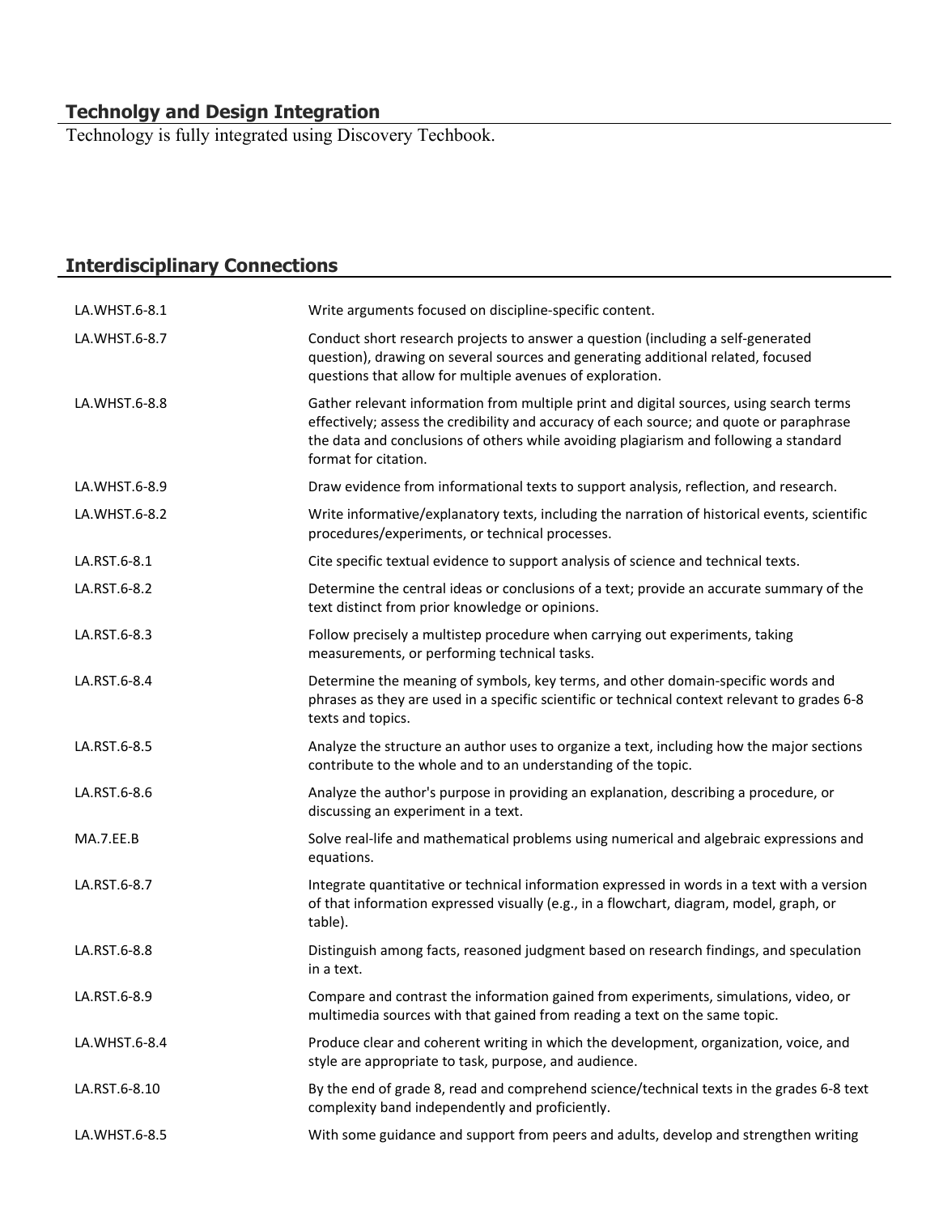## Technolgy and Design Integration

Technology is fully integrated using Discovery Techbook.

## Interdisciplinary Connections

| | |
|---|---|
| LA.WHST.6-8.1 | Write arguments focused on discipline-specific content. |
| LA.WHST.6-8.7 | Conduct short research projects to answer a question (including a self-generated question), drawing on several sources and generating additional related, focused questions that allow for multiple avenues of exploration. |
| LA.WHST.6-8.8 | Gather relevant information from multiple print and digital sources, using search terms effectively; assess the credibility and accuracy of each source; and quote or paraphrase the data and conclusions of others while avoiding plagiarism and following a standard format for citation. |
| LA.WHST.6-8.9 | Draw evidence from informational texts to support analysis, reflection, and research. |
| LA.WHST.6-8.2 | Write informative/explanatory texts, including the narration of historical events, scientific procedures/experiments, or technical processes. |
| LA.RST.6-8.1 | Cite specific textual evidence to support analysis of science and technical texts. |
| LA.RST.6-8.2 | Determine the central ideas or conclusions of a text; provide an accurate summary of the text distinct from prior knowledge or opinions. |
| LA.RST.6-8.3 | Follow precisely a multistep procedure when carrying out experiments, taking measurements, or performing technical tasks. |
| LA.RST.6-8.4 | Determine the meaning of symbols, key terms, and other domain-specific words and phrases as they are used in a specific scientific or technical context relevant to grades 6-8 texts and topics. |
| LA.RST.6-8.5 | Analyze the structure an author uses to organize a text, including how the major sections contribute to the whole and to an understanding of the topic. |
| LA.RST.6-8.6 | Analyze the author's purpose in providing an explanation, describing a procedure, or discussing an experiment in a text. |
| MA.7.EE.B | Solve real-life and mathematical problems using numerical and algebraic expressions and equations. |
| LA.RST.6-8.7 | Integrate quantitative or technical information expressed in words in a text with a version of that information expressed visually (e.g., in a flowchart, diagram, model, graph, or table). |
| LA.RST.6-8.8 | Distinguish among facts, reasoned judgment based on research findings, and speculation in a text. |
| LA.RST.6-8.9 | Compare and contrast the information gained from experiments, simulations, video, or multimedia sources with that gained from reading a text on the same topic. |
| LA.WHST.6-8.4 | Produce clear and coherent writing in which the development, organization, voice, and style are appropriate to task, purpose, and audience. |
| LA.RST.6-8.10 | By the end of grade 8, read and comprehend science/technical texts in the grades 6-8 text complexity band independently and proficiently. |
| LA.WHST.6-8.5 | With some guidance and support from peers and adults, develop and strengthen writing |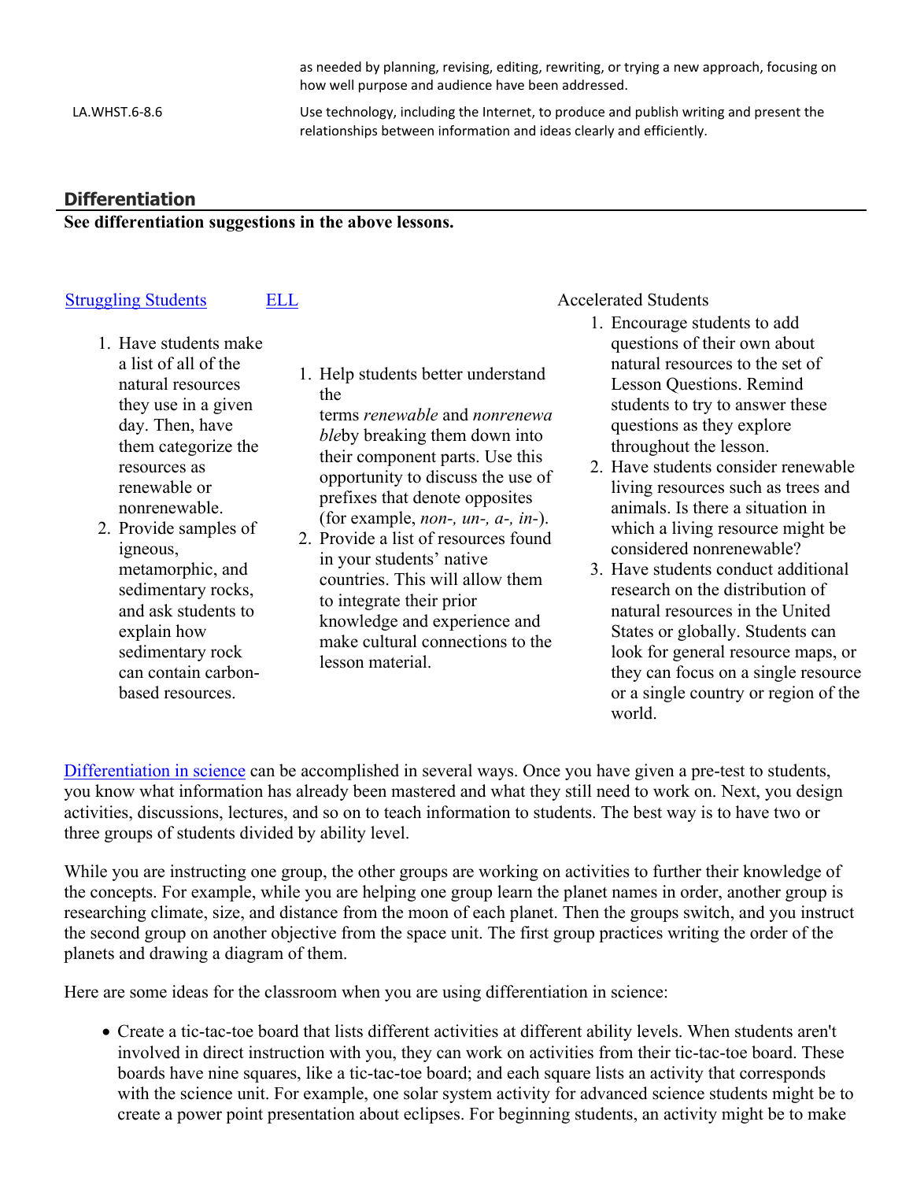| | as needed by planning, revising, editing, rewriting, or trying a new approach, focusing on how well purpose and audience have been addressed. |
| --- | --- |
| LA.WHST.6-8.6 | Use technology, including the Internet, to produce and publish writing and present the relationships between information and ideas clearly and efficiently. |

## Differentiation

**See differentiation suggestions in the above lessons.**

Struggling Students

1. Have students make a list of all of the natural resources they use in a given day. Then, have them categorize the resources as renewable or nonrenewable.
2. Provide samples of igneous, metamorphic, and sedimentary rocks, and ask students to explain how sedimentary rock can contain carbon-based resources.

ELL

1. Help students better understand the terms *renewable* and *nonrenewable*by breaking them down into their component parts. Use this opportunity to discuss the use of prefixes that denote opposites (for example, *non-, un-, a-, in-*).
2. Provide a list of resources found in your students' native countries. This will allow them to integrate their prior knowledge and experience and make cultural connections to the lesson material.

Accelerated Students

1. Encourage students to add questions of their own about natural resources to the set of Lesson Questions. Remind students to try to answer these questions as they explore throughout the lesson.
2. Have students consider renewable living resources such as trees and animals. Is there a situation in which a living resource might be considered nonrenewable?
3. Have students conduct additional research on the distribution of natural resources in the United States or globally. Students can look for general resource maps, or they can focus on a single resource or a single country or region of the world.

Differentiation in science can be accomplished in several ways. Once you have given a pre-test to students, you know what information has already been mastered and what they still need to work on. Next, you design activities, discussions, lectures, and so on to teach information to students. The best way is to have two or three groups of students divided by ability level.

While you are instructing one group, the other groups are working on activities to further their knowledge of the concepts. For example, while you are helping one group learn the planet names in order, another group is researching climate, size, and distance from the moon of each planet. Then the groups switch, and you instruct the second group on another objective from the space unit. The first group practices writing the order of the planets and drawing a diagram of them.

Here are some ideas for the classroom when you are using differentiation in science:

- Create a tic-tac-toe board that lists different activities at different ability levels. When students aren't involved in direct instruction with you, they can work on activities from their tic-tac-toe board. These boards have nine squares, like a tic-tac-toe board; and each square lists an activity that corresponds with the science unit. For example, one solar system activity for advanced science students might be to create a power point presentation about eclipses. For beginning students, an activity might be to make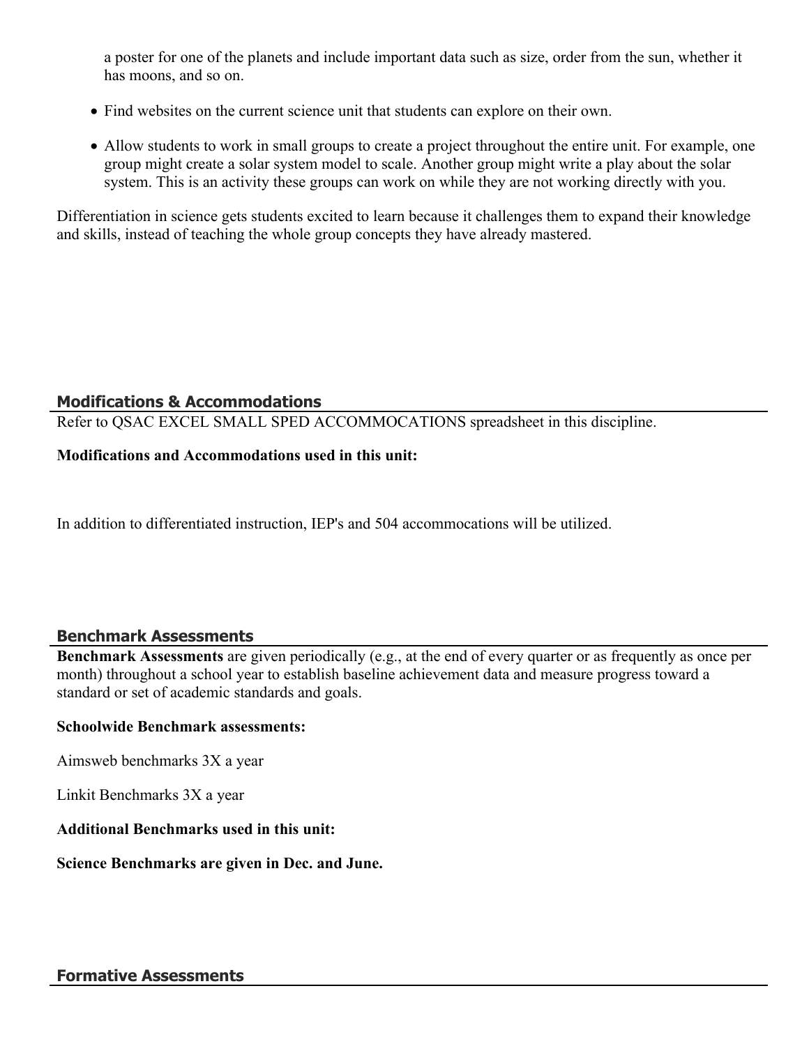a poster for one of the planets and include important data such as size, order from the sun, whether it has moons, and so on.

- Find websites on the current science unit that students can explore on their own.
- Allow students to work in small groups to create a project throughout the entire unit. For example, one group might create a solar system model to scale. Another group might write a play about the solar system. This is an activity these groups can work on while they are not working directly with you.

Differentiation in science gets students excited to learn because it challenges them to expand their knowledge and skills, instead of teaching the whole group concepts they have already mastered.

## Modifications & Accommodations

Refer to QSAC EXCEL SMALL SPED ACCOMMOCATIONS spreadsheet in this discipline.

**Modifications and Accommodations used in this unit:**

In addition to differentiated instruction, IEP's and 504 accommocations will be utilized.

## Benchmark Assessments

**Benchmark Assessments** are given periodically (e.g., at the end of every quarter or as frequently as once per month) throughout a school year to establish baseline achievement data and measure progress toward a standard or set of academic standards and goals.

**Schoolwide Benchmark assessments:**

Aimsweb benchmarks 3X a year

Linkit Benchmarks 3X a year

**Additional Benchmarks used in this unit:**

**Science Benchmarks are given in Dec. and June.**

## Formative Assessments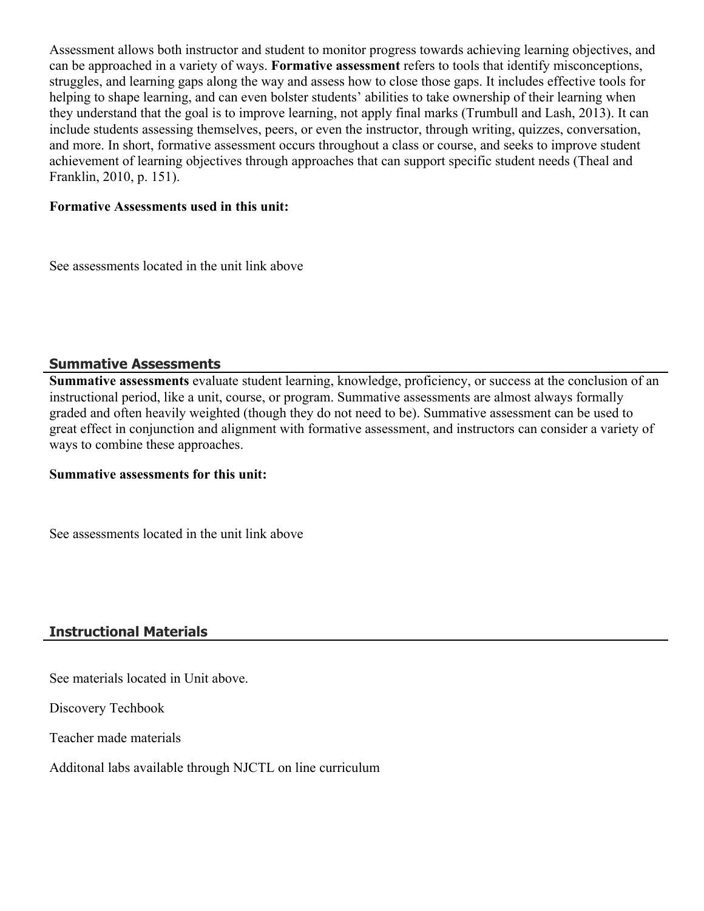Assessment allows both instructor and student to monitor progress towards achieving learning objectives, and can be approached in a variety of ways. **Formative assessment** refers to tools that identify misconceptions, struggles, and learning gaps along the way and assess how to close those gaps. It includes effective tools for helping to shape learning, and can even bolster students' abilities to take ownership of their learning when they understand that the goal is to improve learning, not apply final marks (Trumbull and Lash, 2013). It can include students assessing themselves, peers, or even the instructor, through writing, quizzes, conversation, and more. In short, formative assessment occurs throughout a class or course, and seeks to improve student achievement of learning objectives through approaches that can support specific student needs (Theal and Franklin, 2010, p. 151).

**Formative Assessments used in this unit:**

See assessments located in the unit link above

## Summative Assessments

**Summative assessments** evaluate student learning, knowledge, proficiency, or success at the conclusion of an instructional period, like a unit, course, or program. Summative assessments are almost always formally graded and often heavily weighted (though they do not need to be). Summative assessment can be used to great effect in conjunction and alignment with formative assessment, and instructors can consider a variety of ways to combine these approaches.

**Summative assessments for this unit:**

See assessments located in the unit link above

## Instructional Materials

See materials located in Unit above.

Discovery Techbook

Teacher made materials

Additonal labs available through NJCTL on line curriculum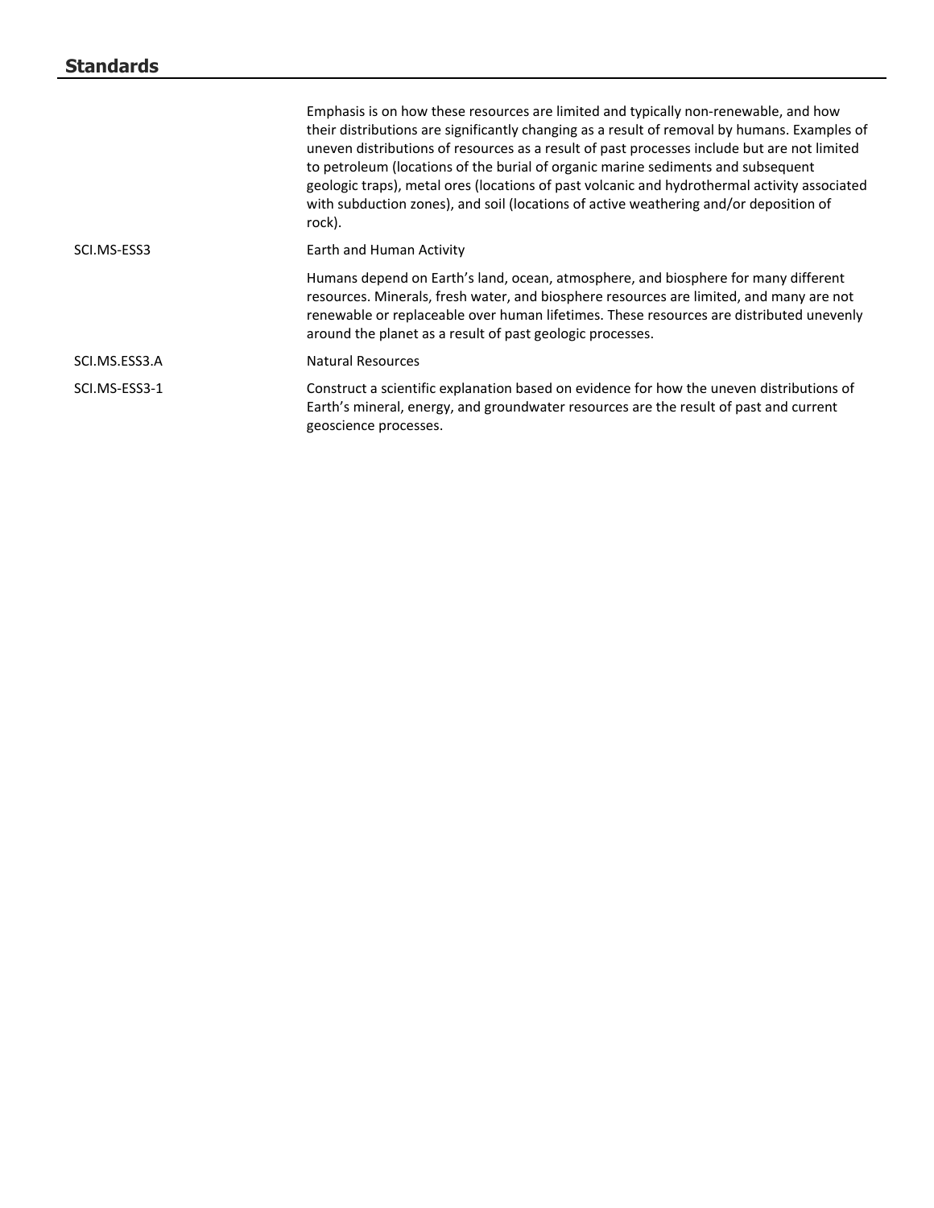## Standards

| | |
|---|---|
| | Emphasis is on how these resources are limited and typically non-renewable, and how their distributions are significantly changing as a result of removal by humans. Examples of uneven distributions of resources as a result of past processes include but are not limited to petroleum (locations of the burial of organic marine sediments and subsequent geologic traps), metal ores (locations of past volcanic and hydrothermal activity associated with subduction zones), and soil (locations of active weathering and/or deposition of rock). |
| SCI.MS-ESS3 | Earth and Human Activity<br><br>Humans depend on Earth's land, ocean, atmosphere, and biosphere for many different resources. Minerals, fresh water, and biosphere resources are limited, and many are not renewable or replaceable over human lifetimes. These resources are distributed unevenly around the planet as a result of past geologic processes. |
| SCI.MS.ESS3.A | Natural Resources |
| SCI.MS-ESS3-1 | Construct a scientific explanation based on evidence for how the uneven distributions of Earth's mineral, energy, and groundwater resources are the result of past and current geoscience processes. |